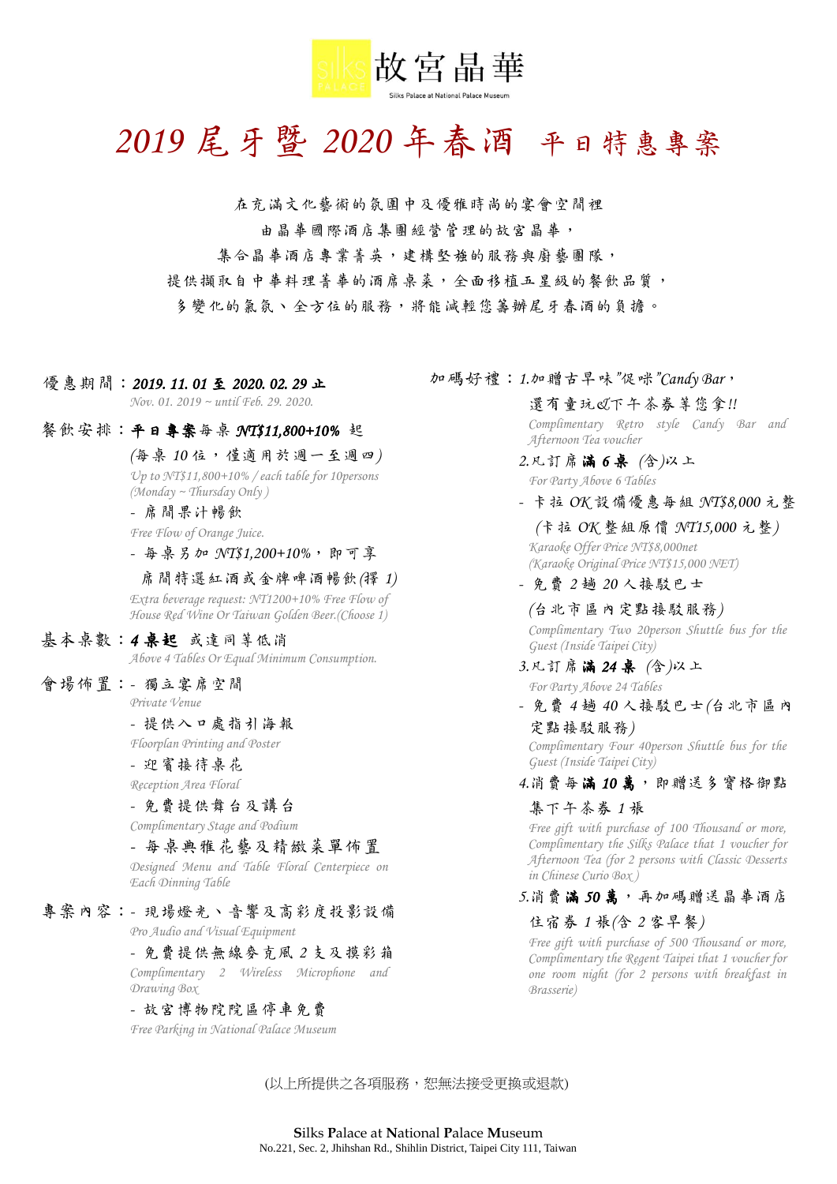故宮晶華

Silks Palace at National Palace Museum

# 2019 尾牙暨 2020 年春酒 平日特惠專案

在充滿文化藝術的氛圍中及優雅時尚的宴會空間裡
由晶華國際酒店集團經營管理的故宮晶華，
集合晶華酒店專業菁英，建構堅強的服務與廚藝團隊，
提供擷取自中華料理菁華的酒席桌菜，全面移植五星級的餐飲品質，
多變化的氣氛、全方位的服務，將能減輕您籌辦尾牙春酒的負擔。

**優惠期間：** ***2019. 11. 01 至 2020. 02. 29 止***
*Nov. 01. 2019 ~ until Feb. 29. 2020.*

**餐飲安排：** **平日專案**每桌 ***NT$11,800+10%*** 起
(每桌 10 位，僅適用於週一至週四)
*Up to NT$11,800+10% / each table for 10persons (Monday ~ Thursday Only )*
- 席間果汁暢飲
  *Free Flow of Orange Juice.*
- 每桌另加 NT$1,200+10%，即可享席間特選紅酒或金牌啤酒暢飲(擇 1)
  *Extra beverage request: NT1200+10% Free Flow of House Red Wine Or Taiwan Golden Beer.(Choose 1)*

**基本桌數：** ***4 桌起*** 或達同等低消
*Above 4 Tables Or Equal Minimum Consumption.*

**會場佈置：**
- 獨立宴席空間
  *Private Venue*
- 提供入口處指引海報
  *Floorplan Printing and Poster*
- 迎賓接待桌花
  *Reception Area Floral*
- 免費提供舞台及講台
  *Complimentary Stage and Podium*
- 每桌典雅花藝及精緻菜單佈置
  *Designed Menu and Table Floral Centerpiece on Each Dinning Table*

**專案內容：**
- 現場燈光、音響及高彩度投影設備
  *Pro Audio and Visual Equipment*
- 免費提供無線麥克風 2 支及摸彩箱
  *Complimentary 2 Wireless Microphone and Drawing Box*
- 故宮博物院院區停車免費
  *Free Parking in National Palace Museum*

**加碼好禮：**

1. 加贈古早味"促咪"Candy Bar，還有童玩&下午茶券等您拿!!
   *Complimentary Retro style Candy Bar and Afternoon Tea voucher*
2. 凡訂席**滿 6 桌** (含)以上
   *For Party Above 6 Tables*
   - 卡拉 OK 設備優惠每組 NT$8,000 元整
     (卡拉 OK 整組原價 NT15,000 元整)
     *Karaoke Offer Price NT$8,000net*
     *(Karaoke Original Price NT$15,000 NET)*
   - 免費 2 趟 20 人接駁巴士
     (台北市區內定點接駁服務)
     *Complimentary Two 20person Shuttle bus for the Guest (Inside Taipei City)*
3. 凡訂席**滿 24 桌** (含)以上
   *For Party Above 24 Tables*
   - 免費 4 趟 40 人接駁巴士(台北市區內定點接駁服務)
     *Complimentary Four 40person Shuttle bus for the Guest (Inside Taipei City)*
4. 消費每**滿 10 萬**，即贈送多寶格御點集下午茶券 1 張
   *Free gift with purchase of 100 Thousand or more, Complimentary the Silks Palace that 1 voucher for Afternoon Tea (for 2 persons with Classic Desserts in Chinese Curio Box )*
5. 消費**滿 50 萬**，再加碼贈送晶華酒店住宿券 1 張(含 2 客早餐)
   *Free gift with purchase of 500 Thousand or more, Complimentary the Regent Taipei that 1 voucher for one room night (for 2 persons with breakfast in Brasserie)*

(以上所提供之各項服務，恕無法接受更換或退款)

**S**ilks **P**alace at **N**ational **P**alace **M**useum
No.221, Sec. 2, Jhihshan Rd., Shihlin District, Taipei City 111, Taiwan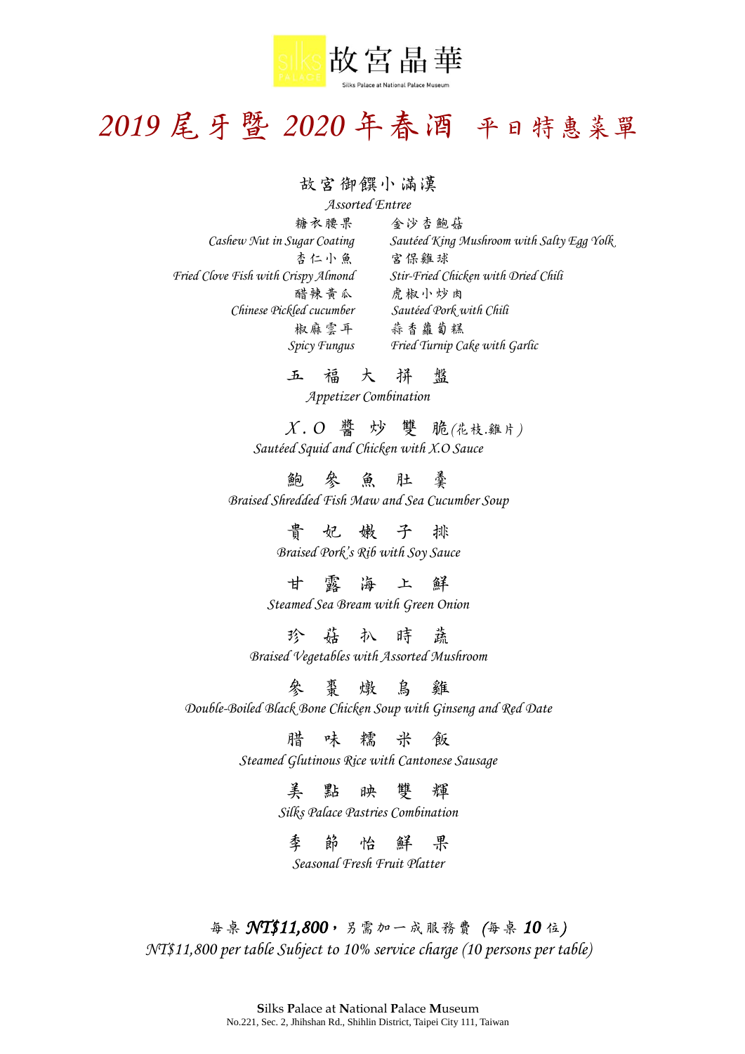故宮晶華

Silks Palace at National Palace Museum

# 2019 尾牙暨 2020 年春酒 平日特惠菜單

## 故宮御饌小滿漢

*Assorted Entree*

| | |
|---|---|
| 糖衣腰果<br>*Cashew Nut in Sugar Coating* | 金沙杏鮑菇<br>*Sautéed King Mushroom with Salty Egg Yolk* |
| 杏仁小魚<br>*Fried Clove Fish with Crispy Almond* | 宮保雞球<br>*Stir-Fried Chicken with Dried Chili* |
| 醋辣黃瓜<br>*Chinese Pickled cucumber* | 虎椒小炒肉<br>*Sautéed Pork with Chili* |
| 椒麻雲耳<br>*Spicy Fungus* | 蒜香蘿蔔糕<br>*Fried Turnip Cake with Garlic* |

五 福 大 拼 盤
*Appetizer Combination*

X.O 醬 炒 雙 脆(花枝.雞片)
*Sautéed Squid and Chicken with X.O Sauce*

鮑 參 魚 肚 羹
*Braised Shredded Fish Maw and Sea Cucumber Soup*

貴 妃 嫩 子 排
*Braised Pork's Rib with Soy Sauce*

甘 露 海 上 鮮
*Steamed Sea Bream with Green Onion*

珍 菇 扒 時 蔬
*Braised Vegetables with Assorted Mushroom*

參 棗 燉 烏 雞
*Double-Boiled Black Bone Chicken Soup with Ginseng and Red Date*

腊 味 糯 米 飯
*Steamed Glutinous Rice with Cantonese Sausage*

美 點 映 雙 輝
*Silks Palace Pastries Combination*

季 節 怡 鮮 果
*Seasonal Fresh Fruit Platter*

每桌 ***NT$11,800***，另需加一成服務費 (每桌 **10** 位)
*NT$11,800 per table Subject to 10% service charge (10 persons per table)*

**S**ilks **P**alace at **N**ational **P**alace **M**useum
No.221, Sec. 2, Jhihshan Rd., Shihlin District, Taipei City 111, Taiwan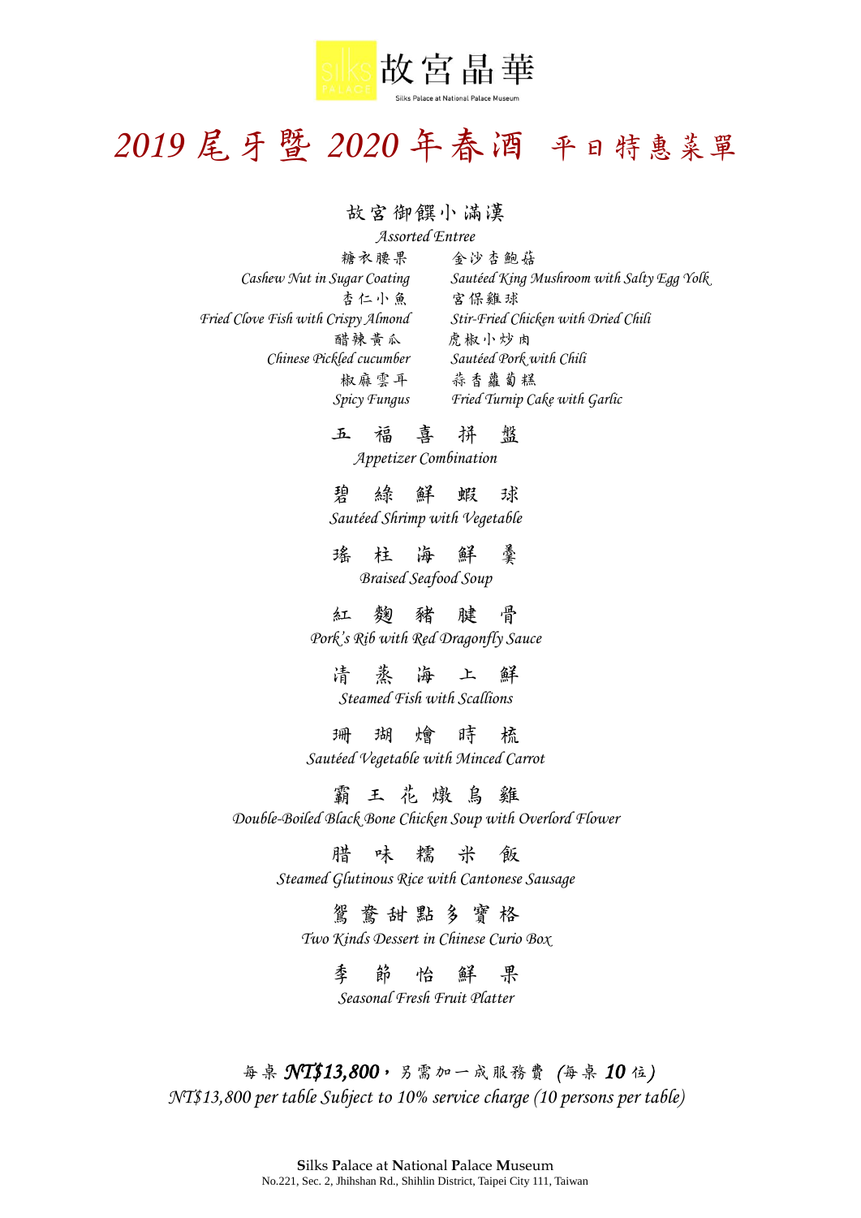故宮晶華

Silks Palace at National Palace Museum

# 2019 尾牙暨 2020 年春酒 平日特惠菜單

## 故宮御饌小滿漢

*Assorted Entree*

| | |
|---|---|
| 糖衣腰果<br>*Cashew Nut in Sugar Coating* | 金沙杏鮑菇<br>*Sautéed King Mushroom with Salty Egg Yolk* |
| 杏仁小魚<br>*Fried Clove Fish with Crispy Almond* | 宮保雞球<br>*Stir-Fried Chicken with Dried Chili* |
| 醋辣黃瓜<br>*Chinese Pickled cucumber* | 虎椒小炒肉<br>*Sautéed Pork with Chili* |
| 椒麻雲耳<br>*Spicy Fungus* | 蒜香蘿蔔糕<br>*Fried Turnip Cake with Garlic* |

五 福 喜 拼 盤

*Appetizer Combination*

碧 綠 鮮 蝦 球

*Sautéed Shrimp with Vegetable*

瑤 柱 海 鮮 羹

*Braised Seafood Soup*

紅 麴 豬 腱 骨

*Pork's Rib with Red Dragonfly Sauce*

清 蒸 海 上 鮮

*Steamed Fish with Scallions*

珊 瑚 燴 時 蔬

*Sautéed Vegetable with Minced Carrot*

霸 王 花 燉 烏 雞

*Double-Boiled Black Bone Chicken Soup with Overlord Flower*

腊 味 糯 米 飯

*Steamed Glutinous Rice with Cantonese Sausage*

鴛 鴦 甜 點 多 寶 格

*Two Kinds Dessert in Chinese Curio Box*

季 節 怡 鮮 果

*Seasonal Fresh Fruit Platter*

每桌 ***NT$13,800***，另需加一成服務費 (每桌 **10** 位)

*NT$13,800 per table Subject to 10% service charge (10 persons per table)*

**S**ilks **P**alace at **N**ational **P**alace **M**useum

No.221, Sec. 2, Jhihshan Rd., Shihlin District, Taipei City 111, Taiwan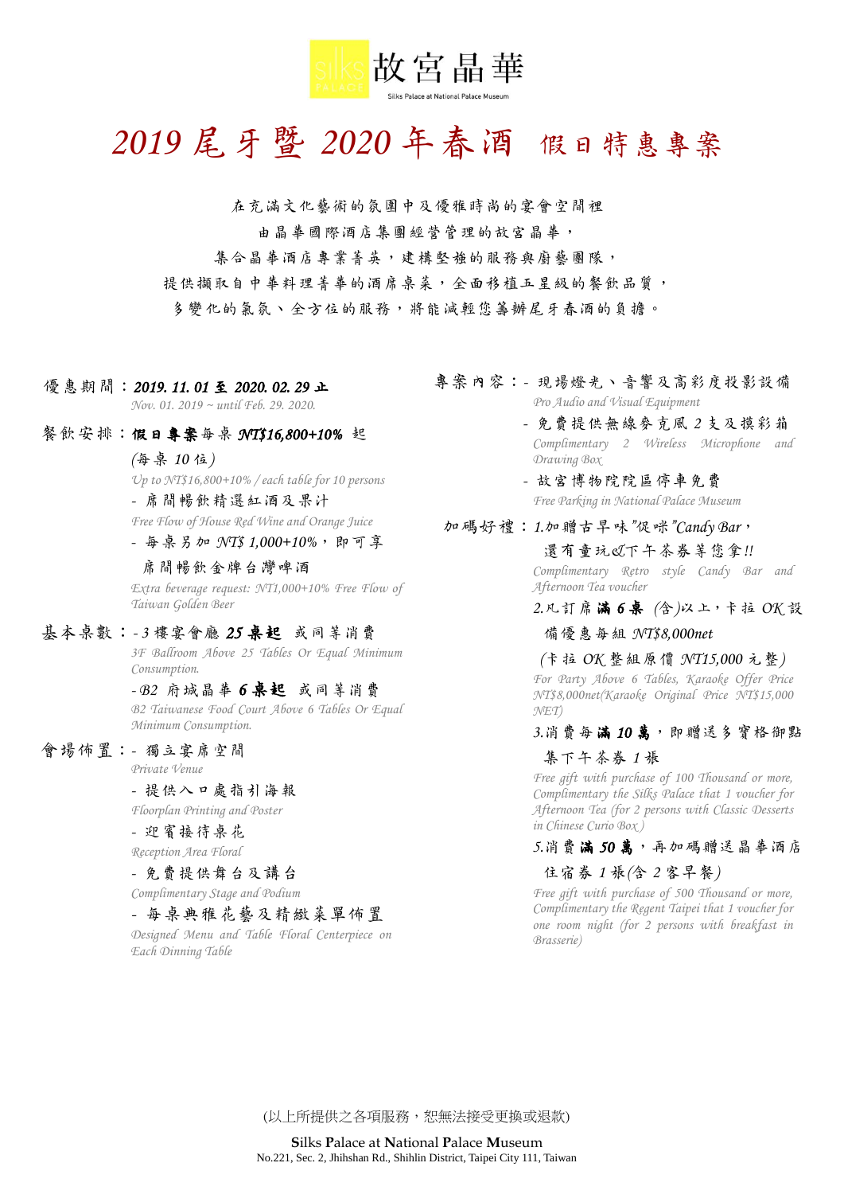故宮晶華

Silks Palace at National Palace Museum

# *2019 尾牙暨 2020 年春酒* 假日特惠專案

在充滿文化藝術的氛圍中及優雅時尚的宴會空間裡
由晶華國際酒店集團經營管理的故宮晶華，
集合晶華酒店專業菁英，建構堅強的服務與廚藝團隊，
提供擷取自中華料理菁華的酒席桌菜，全面移植五星級的餐飲品質，
多變化的氣氛、全方位的服務，將能減輕您籌辦尾牙春酒的負擔。

**優惠期間：*2019. 11. 01 至 2020. 02. 29 止***
*Nov. 01. 2019 ~ until Feb. 29. 2020.*

**餐飲安排：假日專案**每桌 ***NT$16,800+10%*** 起
(每桌 10 位)
*Up to NT$16,800+10% / each table for 10 persons*

- 席間暢飲精選紅酒及果汁
  *Free Flow of House Red Wine and Orange Juice*
- 每桌另加 *NT$ 1,000+10%*，即可享席間暢飲金牌台灣啤酒
  *Extra beverage request: NT1,000+10% Free Flow of Taiwan Golden Beer*

**基本桌數：**
- 3 樓宴會廳 ***25 桌起*** 或同等消費
  *3F Ballroom Above 25 Tables Or Equal Minimum Consumption.*
- B2 府城晶華 ***6 桌起*** 或同等消費
  *B2 Taiwanese Food Court Above 6 Tables Or Equal Minimum Consumption.*

**會場佈置：**
- 獨立宴席空間
  *Private Venue*
- 提供入口處指引海報
  *Floorplan Printing and Poster*
- 迎賓接待桌花
  *Reception Area Floral*
- 免費提供舞台及講台
  *Complimentary Stage and Podium*
- 每桌典雅花藝及精緻菜單佈置
  *Designed Menu and Table Floral Centerpiece on Each Dinning Table*

**專案內容：**
- 現場燈光、音響及高彩度投影設備
  *Pro Audio and Visual Equipment*
- 免費提供無線麥克風 2 支及摸彩箱
  *Complimentary 2 Wireless Microphone and Drawing Box*
- 故宮博物院院區停車免費
  *Free Parking in National Palace Museum*

**加碼好禮：**

1. 加贈古早味"促咪"Candy Bar，還有童玩&下午茶券等您拿!!
   *Complimentary Retro style Candy Bar and Afternoon Tea voucher*
2. 凡訂席**滿 6 桌** (含)以上，卡拉 OK 設備優惠每組 NT$8,000net
   (卡拉 OK 整組原價 NT15,000 元整)
   *For Party Above 6 Tables, Karaoke Offer Price NT$8,000net(Karaoke Original Price NT$15,000 NET)*
3. 消費每**滿 10 萬**，即贈送多寶格御點集下午茶券 1 張
   *Free gift with purchase of 100 Thousand or more, Complimentary the Silks Palace that 1 voucher for Afternoon Tea (for 2 persons with Classic Desserts in Chinese Curio Box)*
5. 消費**滿 50 萬**，再加碼贈送晶華酒店住宿券 1 張(含 2 客早餐)
   *Free gift with purchase of 500 Thousand or more, Complimentary the Regent Taipei that 1 voucher for one room night (for 2 persons with breakfast in Brasserie)*

(以上所提供之各項服務，恕無法接受更換或退款)

**S**ilks **P**alace at **N**ational **P**alace **M**useum
No.221, Sec. 2, Jhihshan Rd., Shihlin District, Taipei City 111, Taiwan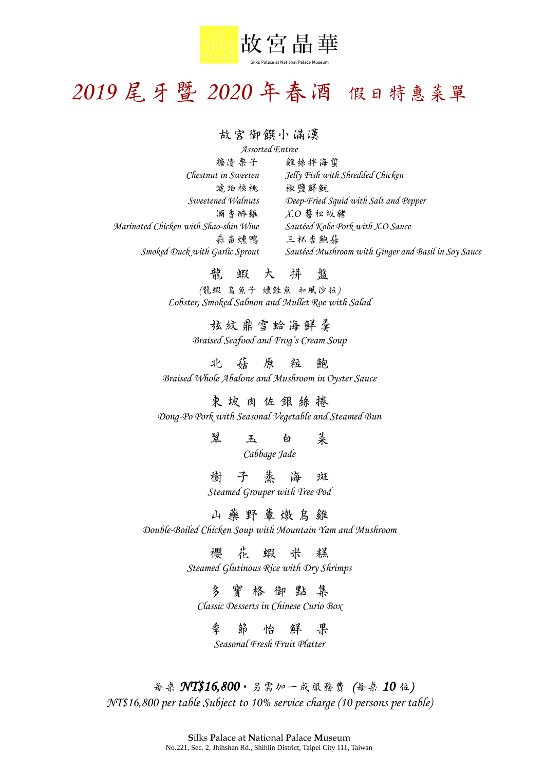故宮晶華

Silks Palace at National Palace Museum

# *2019 尾牙暨 2020 年春酒* 假日特惠菜單

### 故宮御饌小滿漢
*Assorted Entree*

糖漬栗子
*Chestnut in Sweeten*

琥珀核桃
*Sweetened Walnuts*

酒香醉雞
*Marinated Chicken with Shao-shin Wine*

蒜苗燻鴨
*Smoked Duck with Garlic Sprout*

雞絲拌海蜇
*Jelly Fish with Shredded Chicken*

椒鹽鮮魷
*Deep-Fried Squid with Salt and Pepper*

X.O 醬松坂豬
*Sautéed Kobe Pork with X.O Sauce*

三杯杏鮑菇
*Sautéed Mushroom with Ginger and Basil in Soy Sauce*

### 龍 蝦 大 拼 盤
(龍蝦 烏魚子 燻鮭魚 和風沙拉)
*Lobster, Smoked Salmon and Mullet Roe with Salad*

### 玹紋鼎雪蛤海鮮羹
*Braised Seafood and Frog's Cream Soup*

### 北 菇 原 粒 鮑
*Braised Whole Abalone and Mushroom in Oyster Sauce*

### 東坡肉佐銀絲捲
*Dong-Po Pork with Seasonal Vegetable and Steamed Bun*

### 翠 玉 白 菜
*Cabbage Jade*

### 樹 子 蒸 海 斑
*Steamed Grouper with Tree Pod*

### 山藥野蕈燉烏雞
*Double-Boiled Chicken Soup with Mountain Yam and Mushroom*

### 櫻 花 蝦 米 糕
*Steamed Glutinous Rice with Dry Shrimps*

### 多 寶 格 御 點 集
*Classic Desserts in Chinese Curio Box*

### 季 節 怡 鮮 果
*Seasonal Fresh Fruit Platter*

每桌 ***NT$16,800***，另需加一成服務費 (每桌 **10** 位)

*NT$16,800 per table Subject to 10% service charge (10 persons per table)*

**S**ilks **P**alace at **N**ational **P**alace **M**useum
No.221, Sec. 2, Jhihshan Rd., Shihlin District, Taipei City 111, Taiwan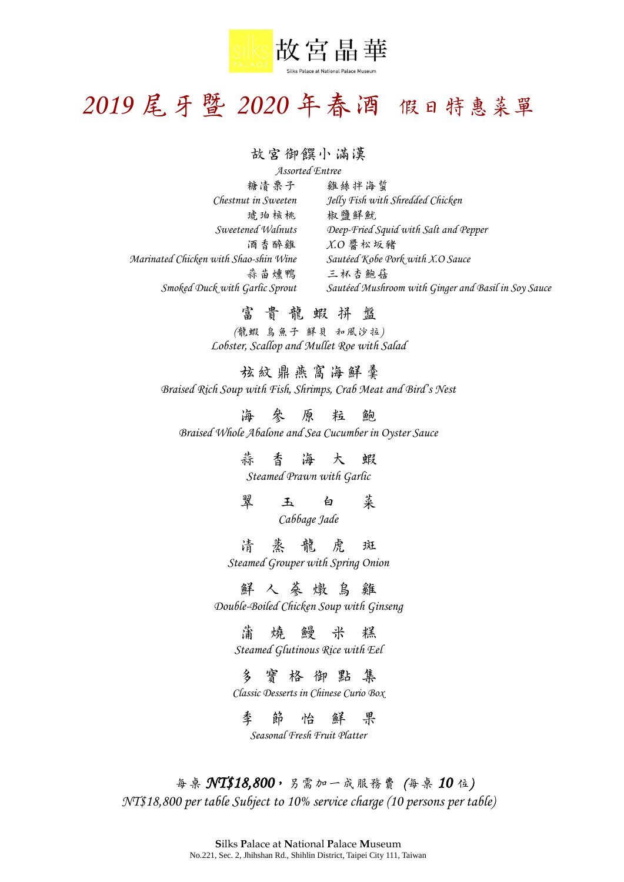故宮晶華

Silks Palace at National Palace Museum

# 2019 尾牙暨 2020 年春酒 假日特惠菜單

## 故宮御饌小滿漢

*Assorted Entree*

| | |
|---|---|
| 糖漬栗子<br>*Chestnut in Sweeten* | 雞絲拌海蜇<br>*Jelly Fish with Shredded Chicken* |
| 琥珀核桃<br>*Sweetened Walnuts* | 椒鹽鮮魷<br>*Deep-Fried Squid with Salt and Pepper* |
| 酒香醉雞<br>*Marinated Chicken with Shao-shin Wine* | X.O 醬松坂豬<br>*Sautéed Kobe Pork with X.O Sauce* |
| 蒜苗燻鴨<br>*Smoked Duck with Garlic Sprout* | 三杯杏鮑菇<br>*Sautéed Mushroom with Ginger and Basil in Soy Sauce* |

## 富貴龍蝦拼盤

(龍蝦 烏魚子 鮮貝 和風沙拉)

*Lobster, Scallop and Mullet Roe with Salad*

## 弦紋鼎燕窩海鮮羹

*Braised Rich Soup with Fish, Shrimps, Crab Meat and Bird's Nest*

## 海參原粒鮑

*Braised Whole Abalone and Sea Cucumber in Oyster Sauce*

## 蒜香海大蝦

*Steamed Prawn with Garlic*

## 翠玉白菜

*Cabbage Jade*

## 清蒸龍虎斑

*Steamed Grouper with Spring Onion*

## 鮮人蔘燉烏雞

*Double-Boiled Chicken Soup with Ginseng*

## 蒲燒鰻米糕

*Steamed Glutinous Rice with Eel*

## 多寶格御點集

*Classic Desserts in Chinese Curio Box*

## 季節怡鮮果

*Seasonal Fresh Fruit Platter*

每桌 ***NT$18,800***，另需加一成服務費 (每桌 **10** 位)

*NT$18,800 per table Subject to 10% service charge (10 persons per table)*

**S**ilks **P**alace at **N**ational **P**alace **M**useum

No.221, Sec. 2, Jhihshan Rd., Shihlin District, Taipei City 111, Taiwan